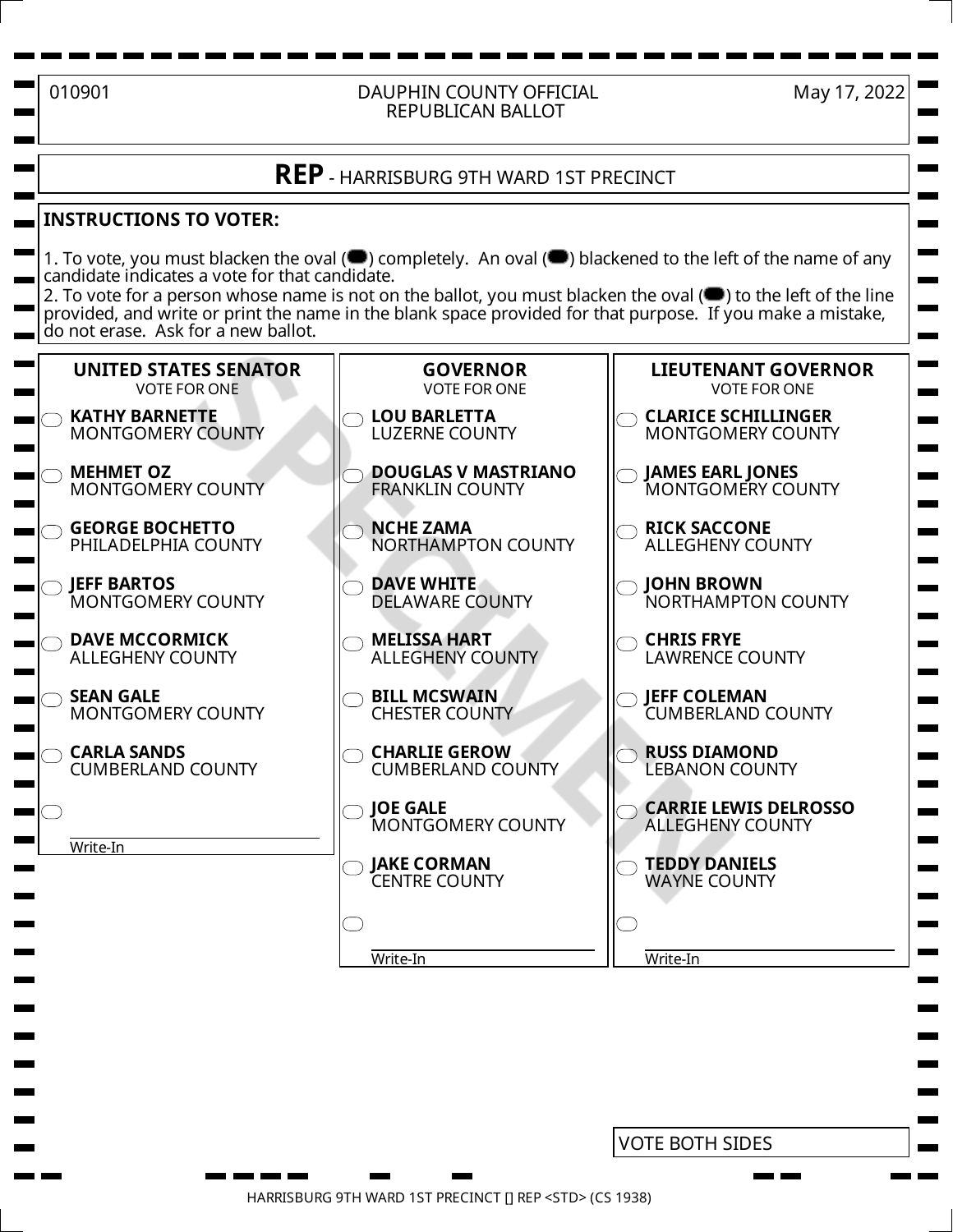010901

DAUPHIN COUNTY OFFICIAL
REPUBLICAN BALLOT

May 17, 2022

# REP - HARRISBURG 9TH WARD 1ST PRECINCT

**INSTRUCTIONS TO VOTER:**

1. To vote, you must blacken the oval (⬬) completely. An oval (⬬) blackened to the left of the name of any candidate indicates a vote for that candidate.
2. To vote for a person whose name is not on the ballot, you must blacken the oval (⬬) to the left of the line provided, and write or print the name in the blank space provided for that purpose. If you make a mistake, do not erase. Ask for a new ballot.

## UNITED STATES SENATOR
VOTE FOR ONE

- ⬭ **KATHY BARNETTE** MONTGOMERY COUNTY
- ⬭ **MEHMET OZ** MONTGOMERY COUNTY
- ⬭ **GEORGE BOCHETTO** PHILADELPHIA COUNTY
- ⬭ **JEFF BARTOS** MONTGOMERY COUNTY
- ⬭ **DAVE MCCORMICK** ALLEGHENY COUNTY
- ⬭ **SEAN GALE** MONTGOMERY COUNTY
- ⬭ **CARLA SANDS** CUMBERLAND COUNTY
- ⬭ ____________ Write-In

## GOVERNOR
VOTE FOR ONE

- ⬭ **LOU BARLETTA** LUZERNE COUNTY
- ⬭ **DOUGLAS V MASTRIANO** FRANKLIN COUNTY
- ⬭ **NCHE ZAMA** NORTHAMPTON COUNTY
- ⬭ **DAVE WHITE** DELAWARE COUNTY
- ⬭ **MELISSA HART** ALLEGHENY COUNTY
- ⬭ **BILL MCSWAIN** CHESTER COUNTY
- ⬭ **CHARLIE GEROW** CUMBERLAND COUNTY
- ⬭ **JOE GALE** MONTGOMERY COUNTY
- ⬭ **JAKE CORMAN** CENTRE COUNTY
- ⬭ ____________ Write-In

## LIEUTENANT GOVERNOR
VOTE FOR ONE

- ⬭ **CLARICE SCHILLINGER** MONTGOMERY COUNTY
- ⬭ **JAMES EARL JONES** MONTGOMERY COUNTY
- ⬭ **RICK SACCONE** ALLEGHENY COUNTY
- ⬭ **JOHN BROWN** NORTHAMPTON COUNTY
- ⬭ **CHRIS FRYE** LAWRENCE COUNTY
- ⬭ **JEFF COLEMAN** CUMBERLAND COUNTY
- ⬭ **RUSS DIAMOND** LEBANON COUNTY
- ⬭ **CARRIE LEWIS DELROSSO** ALLEGHENY COUNTY
- ⬭ **TEDDY DANIELS** WAYNE COUNTY
- ⬭ ____________ Write-In

VOTE BOTH SIDES

HARRISBURG 9TH WARD 1ST PRECINCT [] REP <STD> (CS 1938)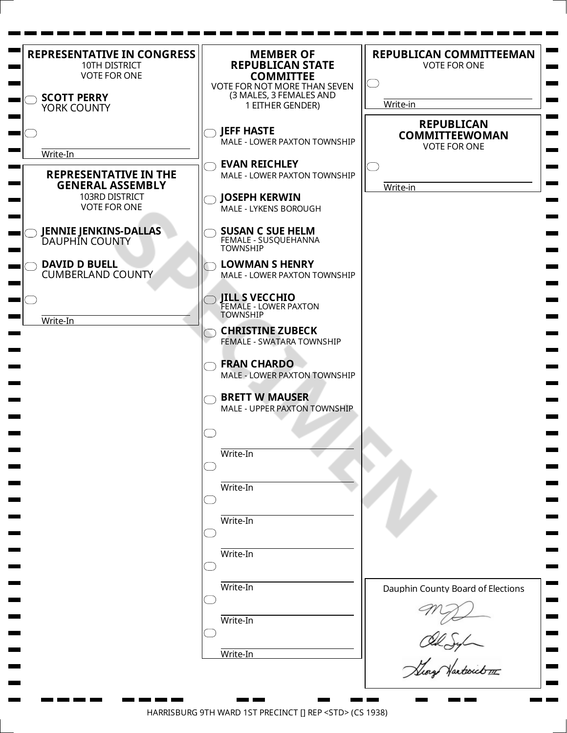## REPRESENTATIVE IN CONGRESS
10TH DISTRICT
VOTE FOR ONE

- **SCOTT PERRY**
  YORK COUNTY
- Write-In

## REPRESENTATIVE IN THE GENERAL ASSEMBLY
103RD DISTRICT
VOTE FOR ONE

- **JENNIE JENKINS-DALLAS**
  DAUPHIN COUNTY
- **DAVID D BUELL**
  CUMBERLAND COUNTY
- Write-In

## MEMBER OF REPUBLICAN STATE COMMITTEE
VOTE FOR NOT MORE THAN SEVEN
(3 MALES, 3 FEMALES AND 1 EITHER GENDER)

- **JEFF HASTE**
  MALE - LOWER PAXTON TOWNSHIP
- **EVAN REICHLEY**
  MALE - LOWER PAXTON TOWNSHIP
- **JOSEPH KERWIN**
  MALE - LYKENS BOROUGH
- **SUSAN C SUE HELM**
  FEMALE - SUSQUEHANNA TOWNSHIP
- **LOWMAN S HENRY**
  MALE - LOWER PAXTON TOWNSHIP
- **JILL S VECCHIO**
  FEMALE - LOWER PAXTON TOWNSHIP
- **CHRISTINE ZUBECK**
  FEMALE - SWATARA TOWNSHIP
- **FRAN CHARDO**
  MALE - LOWER PAXTON TOWNSHIP
- **BRETT W MAUSER**
  MALE - UPPER PAXTON TOWNSHIP
- Write-In
- Write-In
- Write-In
- Write-In
- Write-In
- Write-In
- Write-In

## REPUBLICAN COMMITTEEMAN
VOTE FOR ONE

- Write-in

## REPUBLICAN COMMITTEEWOMAN
VOTE FOR ONE

- Write-in

SPECIMEN

Dauphin County Board of Elections

HARRISBURG 9TH WARD 1ST PRECINCT [] REP <STD> (CS 1938)